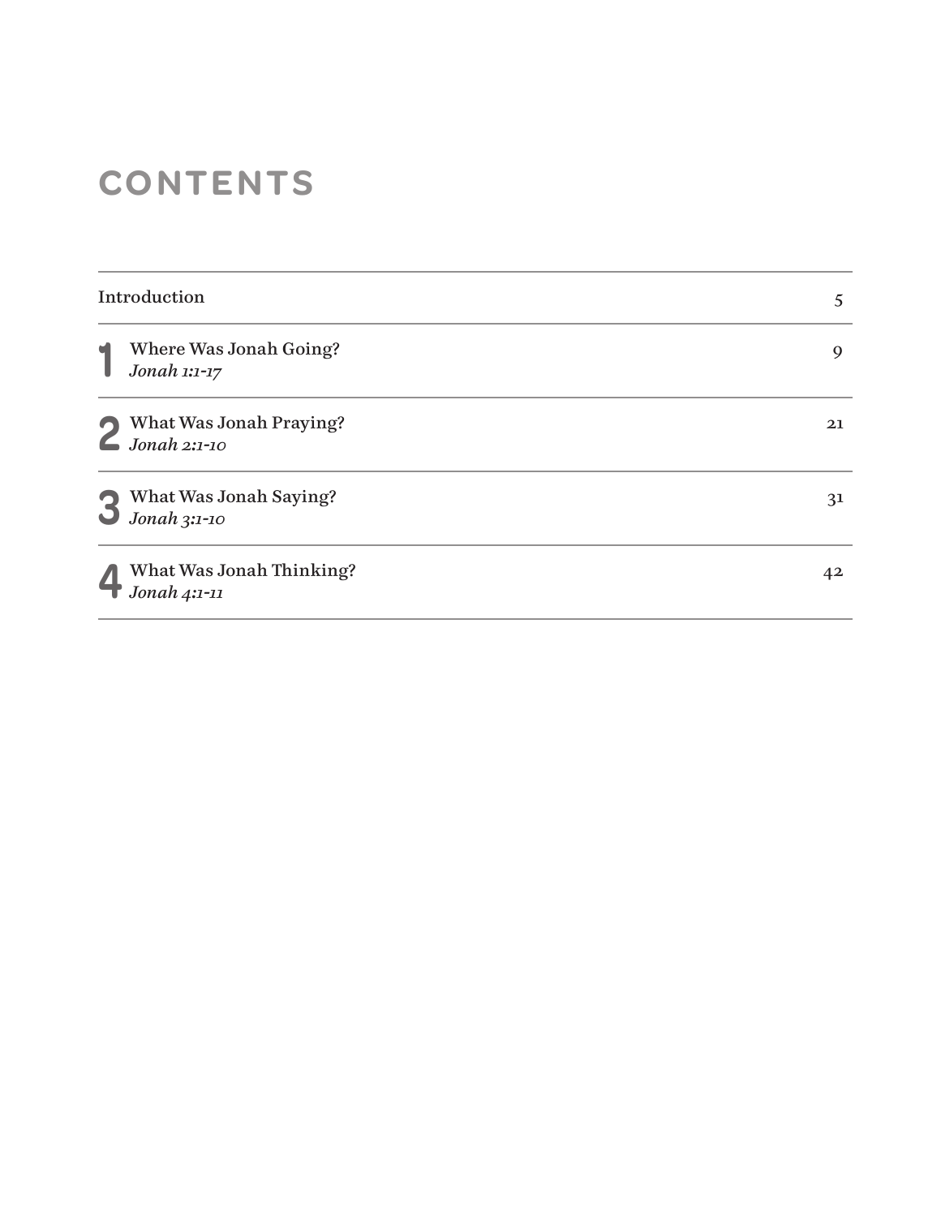# CONTENTS

| | | |
|---|---|---|
| Introduction | | 5 |
| 1 | Where Was Jonah Going?<br>*Jonah 1:1-17* | 9 |
| 2 | What Was Jonah Praying?<br>*Jonah 2:1-10* | 21 |
| 3 | What Was Jonah Saying?<br>*Jonah 3:1-10* | 31 |
| 4 | What Was Jonah Thinking?<br>*Jonah 4:1-11* | 42 |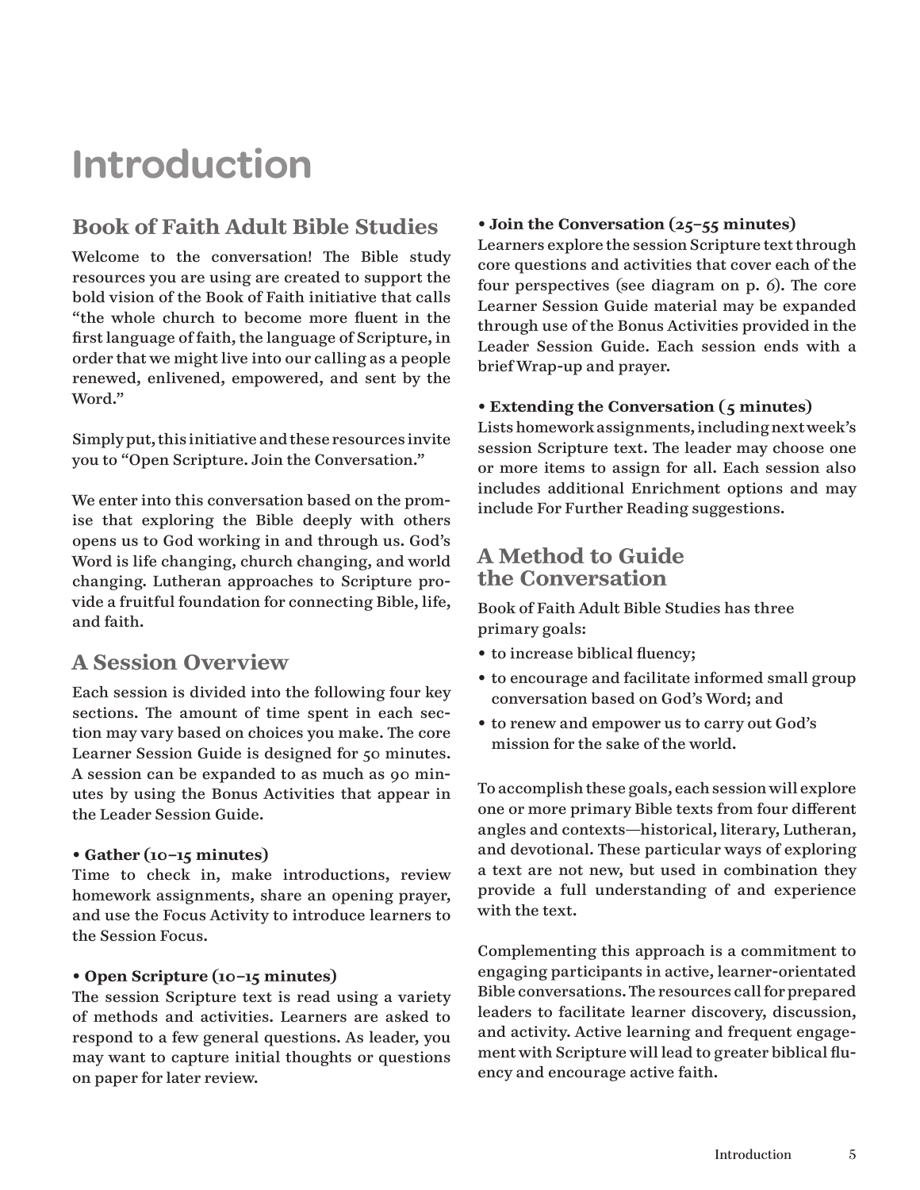# Introduction

## Book of Faith Adult Bible Studies

Welcome to the conversation! The Bible study resources you are using are created to support the bold vision of the Book of Faith initiative that calls "the whole church to become more fluent in the first language of faith, the language of Scripture, in order that we might live into our calling as a people renewed, enlivened, empowered, and sent by the Word."

Simply put, this initiative and these resources invite you to "Open Scripture. Join the Conversation."

We enter into this conversation based on the promise that exploring the Bible deeply with others opens us to God working in and through us. God's Word is life changing, church changing, and world changing. Lutheran approaches to Scripture provide a fruitful foundation for connecting Bible, life, and faith.

## A Session Overview

Each session is divided into the following four key sections. The amount of time spent in each section may vary based on choices you make. The core Learner Session Guide is designed for 50 minutes. A session can be expanded to as much as 90 minutes by using the Bonus Activities that appear in the Leader Session Guide.

**• Gather (10–15 minutes)**
Time to check in, make introductions, review homework assignments, share an opening prayer, and use the Focus Activity to introduce learners to the Session Focus.

**• Open Scripture (10–15 minutes)**
The session Scripture text is read using a variety of methods and activities. Learners are asked to respond to a few general questions. As leader, you may want to capture initial thoughts or questions on paper for later review.

**• Join the Conversation (25–55 minutes)**
Learners explore the session Scripture text through core questions and activities that cover each of the four perspectives (see diagram on p. 6). The core Learner Session Guide material may be expanded through use of the Bonus Activities provided in the Leader Session Guide. Each session ends with a brief Wrap-up and prayer.

**• Extending the Conversation (5 minutes)**
Lists homework assignments, including next week's session Scripture text. The leader may choose one or more items to assign for all. Each session also includes additional Enrichment options and may include For Further Reading suggestions.

## A Method to Guide the Conversation

Book of Faith Adult Bible Studies has three primary goals:

- to increase biblical fluency;
- to encourage and facilitate informed small group conversation based on God's Word; and
- to renew and empower us to carry out God's mission for the sake of the world.

To accomplish these goals, each session will explore one or more primary Bible texts from four different angles and contexts—historical, literary, Lutheran, and devotional. These particular ways of exploring a text are not new, but used in combination they provide a full understanding of and experience with the text.

Complementing this approach is a commitment to engaging participants in active, learner-orientated Bible conversations. The resources call for prepared leaders to facilitate learner discovery, discussion, and activity. Active learning and frequent engagement with Scripture will lead to greater biblical fluency and encourage active faith.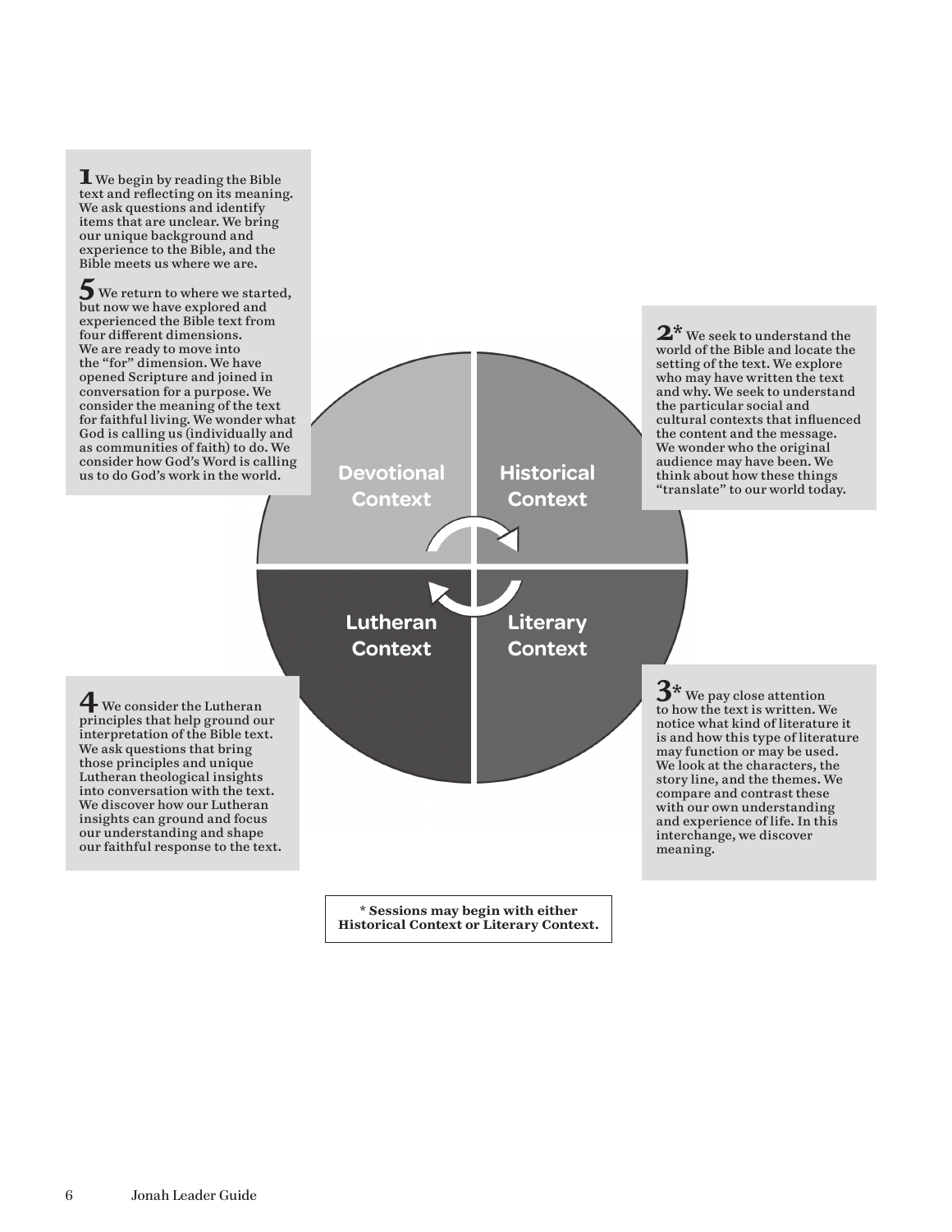**1** We begin by reading the Bible text and reflecting on its meaning. We ask questions and identify items that are unclear. We bring our unique background and experience to the Bible, and the Bible meets us where we are.

**2*** We seek to understand the world of the Bible and locate the setting of the text. We explore who may have written the text and why. We seek to understand the particular social and cultural contexts that influenced the content and the message. We wonder who the original audience may have been. We think about how these things "translate" to our world today.

**3*** We pay close attention to how the text is written. We notice what kind of literature it is and how this type of literature may function or may be used. We look at the characters, the story line, and the themes. We compare and contrast these with our own understanding and experience of life. In this interchange, we discover meaning.

**4** We consider the Lutheran principles that help ground our interpretation of the Bible text. We ask questions that bring those principles and unique Lutheran theological insights into conversation with the text. We discover how our Lutheran insights can ground and focus our understanding and shape our faithful response to the text.

**5** We return to where we started, but now we have explored and experienced the Bible text from four different dimensions. We are ready to move into the "for" dimension. We have opened Scripture and joined in conversation for a purpose. We consider the meaning of the text for faithful living. We wonder what God is calling us (individually and as communities of faith) to do. We consider how God's Word is calling us to do God's work in the world.

Devotional Context | Historical Context | Literary Context | Lutheran Context

**\* Sessions may begin with either Historical Context or Literary Context.**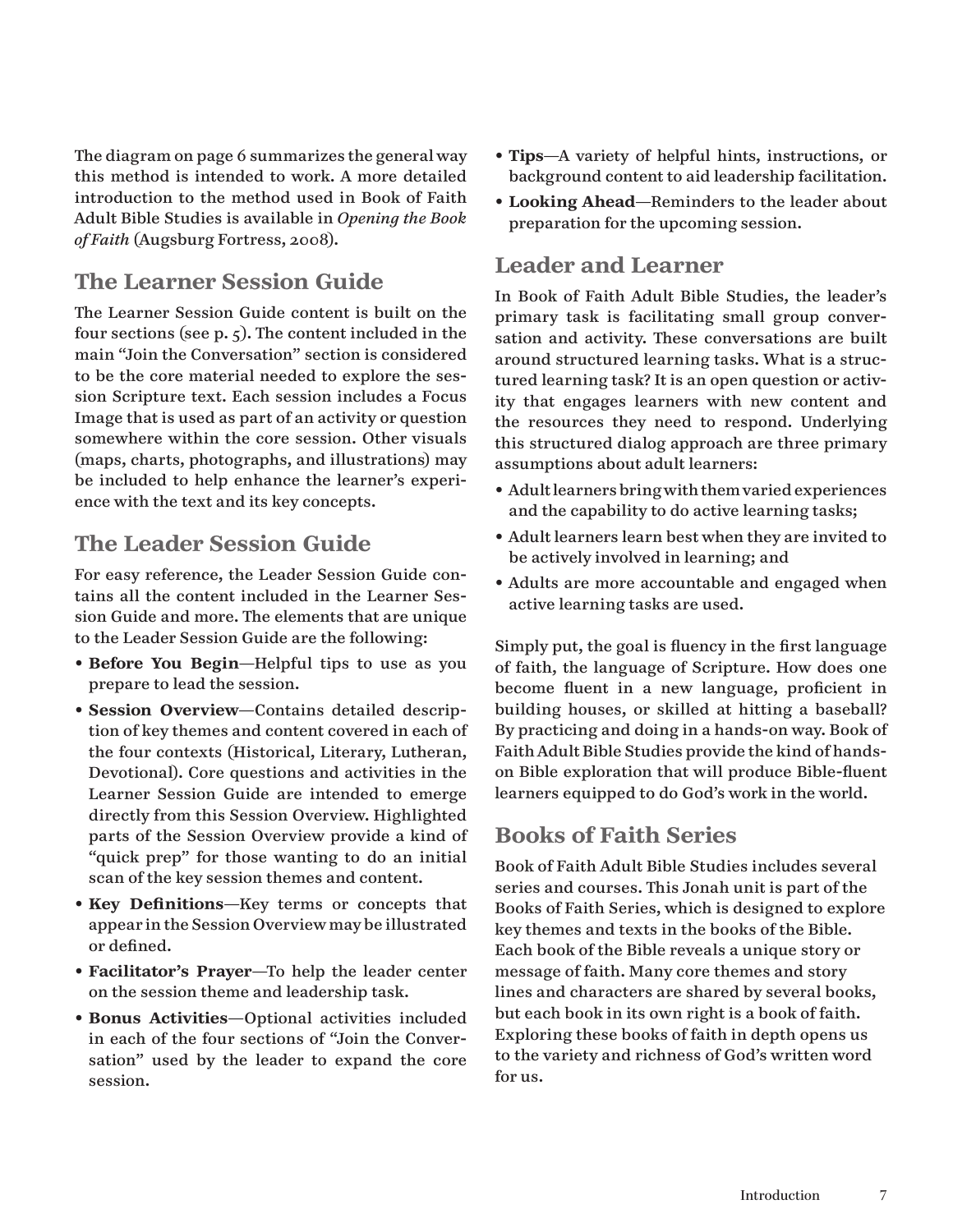The diagram on page 6 summarizes the general way this method is intended to work. A more detailed introduction to the method used in Book of Faith Adult Bible Studies is available in *Opening the Book of Faith* (Augsburg Fortress, 2008).

## The Learner Session Guide

The Learner Session Guide content is built on the four sections (see p. 5). The content included in the main "Join the Conversation" section is considered to be the core material needed to explore the session Scripture text. Each session includes a Focus Image that is used as part of an activity or question somewhere within the core session. Other visuals (maps, charts, photographs, and illustrations) may be included to help enhance the learner's experience with the text and its key concepts.

## The Leader Session Guide

For easy reference, the Leader Session Guide contains all the content included in the Learner Session Guide and more. The elements that are unique to the Leader Session Guide are the following:

- **Before You Begin**—Helpful tips to use as you prepare to lead the session.
- **Session Overview**—Contains detailed description of key themes and content covered in each of the four contexts (Historical, Literary, Lutheran, Devotional). Core questions and activities in the Learner Session Guide are intended to emerge directly from this Session Overview. Highlighted parts of the Session Overview provide a kind of "quick prep" for those wanting to do an initial scan of the key session themes and content.
- **Key Definitions**—Key terms or concepts that appear in the Session Overview may be illustrated or defined.
- **Facilitator's Prayer**—To help the leader center on the session theme and leadership task.
- **Bonus Activities**—Optional activities included in each of the four sections of "Join the Conversation" used by the leader to expand the core session.
- **Tips**—A variety of helpful hints, instructions, or background content to aid leadership facilitation.
- **Looking Ahead**—Reminders to the leader about preparation for the upcoming session.

## Leader and Learner

In Book of Faith Adult Bible Studies, the leader's primary task is facilitating small group conversation and activity. These conversations are built around structured learning tasks. What is a structured learning task? It is an open question or activity that engages learners with new content and the resources they need to respond. Underlying this structured dialog approach are three primary assumptions about adult learners:

- Adult learners bring with them varied experiences and the capability to do active learning tasks;
- Adult learners learn best when they are invited to be actively involved in learning; and
- Adults are more accountable and engaged when active learning tasks are used.

Simply put, the goal is fluency in the first language of faith, the language of Scripture. How does one become fluent in a new language, proficient in building houses, or skilled at hitting a baseball? By practicing and doing in a hands-on way. Book of Faith Adult Bible Studies provide the kind of hands-on Bible exploration that will produce Bible-fluent learners equipped to do God's work in the world.

## Books of Faith Series

Book of Faith Adult Bible Studies includes several series and courses. This Jonah unit is part of the Books of Faith Series, which is designed to explore key themes and texts in the books of the Bible. Each book of the Bible reveals a unique story or message of faith. Many core themes and story lines and characters are shared by several books, but each book in its own right is a book of faith. Exploring these books of faith in depth opens us to the variety and richness of God's written word for us.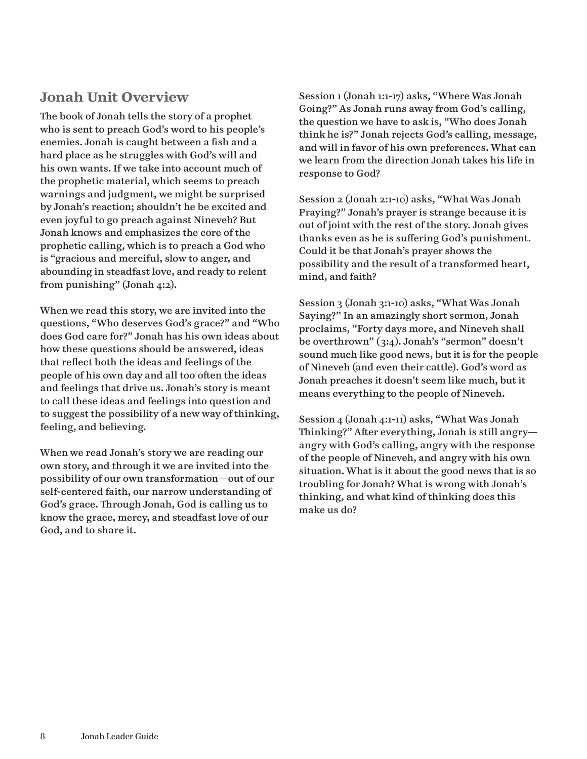## Jonah Unit Overview

The book of Jonah tells the story of a prophet who is sent to preach God's word to his people's enemies. Jonah is caught between a fish and a hard place as he struggles with God's will and his own wants. If we take into account much of the prophetic material, which seems to preach warnings and judgment, we might be surprised by Jonah's reaction; shouldn't he be excited and even joyful to go preach against Nineveh? But Jonah knows and emphasizes the core of the prophetic calling, which is to preach a God who is "gracious and merciful, slow to anger, and abounding in steadfast love, and ready to relent from punishing" (Jonah 4:2).

When we read this story, we are invited into the questions, "Who deserves God's grace?" and "Who does God care for?" Jonah has his own ideas about how these questions should be answered, ideas that reflect both the ideas and feelings of the people of his own day and all too often the ideas and feelings that drive us. Jonah's story is meant to call these ideas and feelings into question and to suggest the possibility of a new way of thinking, feeling, and believing.

When we read Jonah's story we are reading our own story, and through it we are invited into the possibility of our own transformation—out of our self-centered faith, our narrow understanding of God's grace. Through Jonah, God is calling us to know the grace, mercy, and steadfast love of our God, and to share it.

Session 1 (Jonah 1:1-17) asks, "Where Was Jonah Going?" As Jonah runs away from God's calling, the question we have to ask is, "Who does Jonah think he is?" Jonah rejects God's calling, message, and will in favor of his own preferences. What can we learn from the direction Jonah takes his life in response to God?

Session 2 (Jonah 2:1-10) asks, "What Was Jonah Praying?" Jonah's prayer is strange because it is out of joint with the rest of the story. Jonah gives thanks even as he is suffering God's punishment. Could it be that Jonah's prayer shows the possibility and the result of a transformed heart, mind, and faith?

Session 3 (Jonah 3:1-10) asks, "What Was Jonah Saying?" In an amazingly short sermon, Jonah proclaims, "Forty days more, and Nineveh shall be overthrown" (3:4). Jonah's "sermon" doesn't sound much like good news, but it is for the people of Nineveh (and even their cattle). God's word as Jonah preaches it doesn't seem like much, but it means everything to the people of Nineveh.

Session 4 (Jonah 4:1-11) asks, "What Was Jonah Thinking?" After everything, Jonah is still angry—angry with God's calling, angry with the response of the people of Nineveh, and angry with his own situation. What is it about the good news that is so troubling for Jonah? What is wrong with Jonah's thinking, and what kind of thinking does this make us do?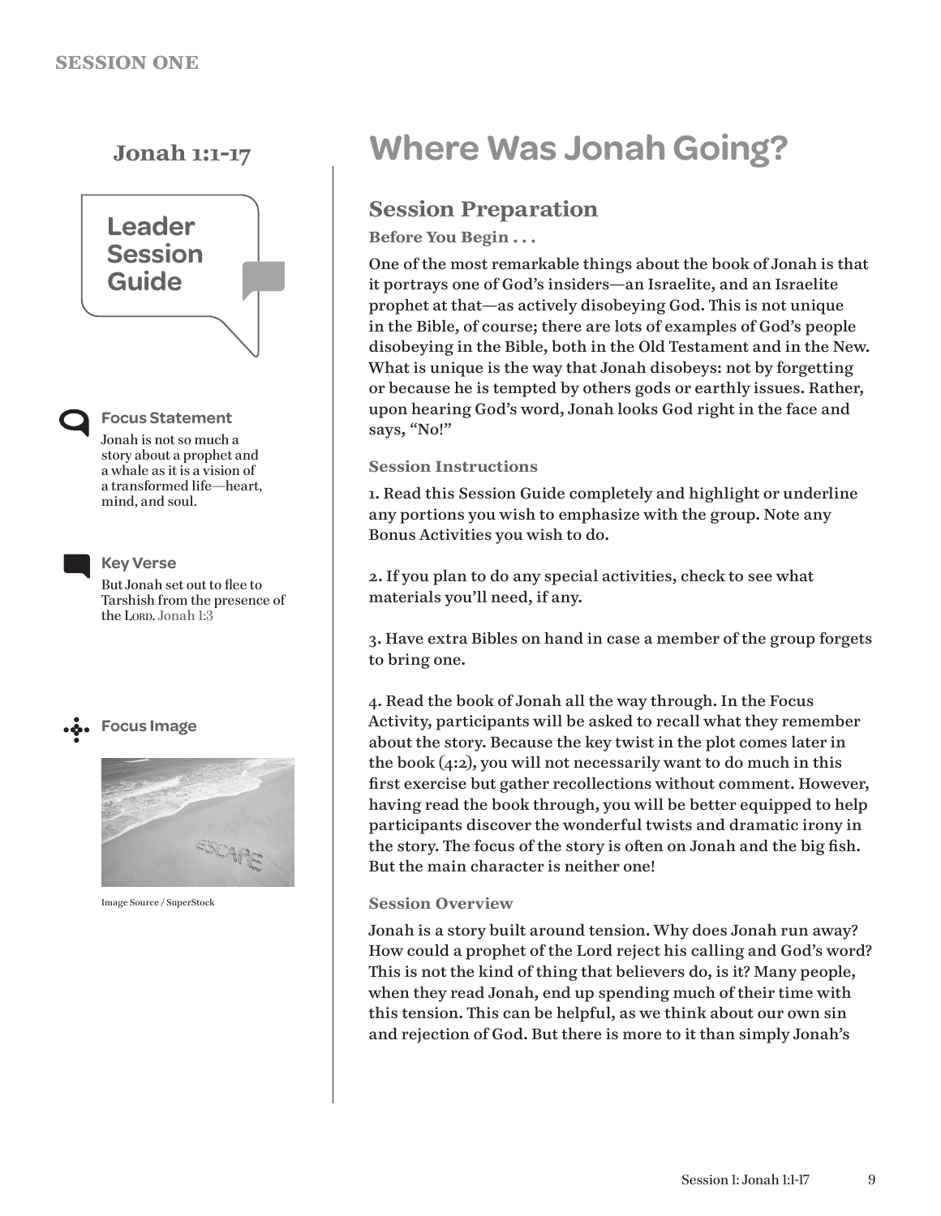## Jonah 1:1-17

**Leader Session Guide**

**Focus Statement**

Jonah is not so much a story about a prophet and a whale as it is a vision of a transformed life—heart, mind, and soul.

**Key Verse**

But Jonah set out to flee to Tarshish from the presence of the LORD. Jonah 1:3

**Focus Image**

Image Source / SuperStock

# Where Was Jonah Going?

## Session Preparation

### Before You Begin . . .

One of the most remarkable things about the book of Jonah is that it portrays one of God's insiders—an Israelite, and an Israelite prophet at that—as actively disobeying God. This is not unique in the Bible, of course; there are lots of examples of God's people disobeying in the Bible, both in the Old Testament and in the New. What is unique is the way that Jonah disobeys: not by forgetting or because he is tempted by others gods or earthly issues. Rather, upon hearing God's word, Jonah looks God right in the face and says, "No!"

### Session Instructions

1. Read this Session Guide completely and highlight or underline any portions you wish to emphasize with the group. Note any Bonus Activities you wish to do.

2. If you plan to do any special activities, check to see what materials you'll need, if any.

3. Have extra Bibles on hand in case a member of the group forgets to bring one.

4. Read the book of Jonah all the way through. In the Focus Activity, participants will be asked to recall what they remember about the story. Because the key twist in the plot comes later in the book (4:2), you will not necessarily want to do much in this first exercise but gather recollections without comment. However, having read the book through, you will be better equipped to help participants discover the wonderful twists and dramatic irony in the story. The focus of the story is often on Jonah and the big fish. But the main character is neither one!

### Session Overview

Jonah is a story built around tension. Why does Jonah run away? How could a prophet of the Lord reject his calling and God's word? This is not the kind of thing that believers do, is it? Many people, when they read Jonah, end up spending much of their time with this tension. This can be helpful, as we think about our own sin and rejection of God. But there is more to it than simply Jonah's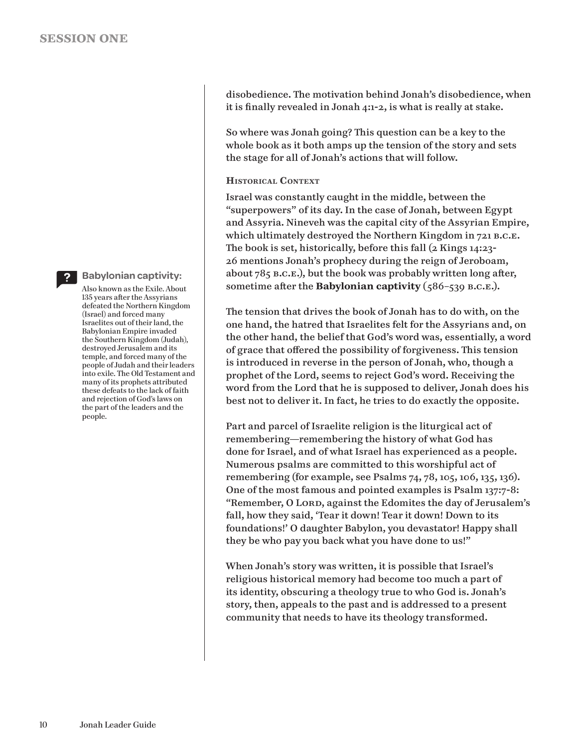disobedience. The motivation behind Jonah's disobedience, when it is finally revealed in Jonah 4:1-2, is what is really at stake.

So where was Jonah going? This question can be a key to the whole book as it both amps up the tension of the story and sets the stage for all of Jonah's actions that will follow.

### Historical Context

Israel was constantly caught in the middle, between the "superpowers" of its day. In the case of Jonah, between Egypt and Assyria. Nineveh was the capital city of the Assyrian Empire, which ultimately destroyed the Northern Kingdom in 721 B.C.E. The book is set, historically, before this fall (2 Kings 14:23-26 mentions Jonah's prophecy during the reign of Jeroboam, about 785 B.C.E.), but the book was probably written long after, sometime after the **Babylonian captivity** (586–539 B.C.E.).

> **Babylonian captivity:** Also known as the Exile. About 135 years after the Assyrians defeated the Northern Kingdom (Israel) and forced many Israelites out of their land, the Babylonian Empire invaded the Southern Kingdom (Judah), destroyed Jerusalem and its temple, and forced many of the people of Judah and their leaders into exile. The Old Testament and many of its prophets attributed these defeats to the lack of faith and rejection of God's laws on the part of the leaders and the people.

The tension that drives the book of Jonah has to do with, on the one hand, the hatred that Israelites felt for the Assyrians and, on the other hand, the belief that God's word was, essentially, a word of grace that offered the possibility of forgiveness. This tension is introduced in reverse in the person of Jonah, who, though a prophet of the Lord, seems to reject God's word. Receiving the word from the Lord that he is supposed to deliver, Jonah does his best not to deliver it. In fact, he tries to do exactly the opposite.

Part and parcel of Israelite religion is the liturgical act of remembering—remembering the history of what God has done for Israel, and of what Israel has experienced as a people. Numerous psalms are committed to this worshipful act of remembering (for example, see Psalms 74, 78, 105, 106, 135, 136). One of the most famous and pointed examples is Psalm 137:7-8: "Remember, O LORD, against the Edomites the day of Jerusalem's fall, how they said, 'Tear it down! Tear it down! Down to its foundations!' O daughter Babylon, you devastator! Happy shall they be who pay you back what you have done to us!"

When Jonah's story was written, it is possible that Israel's religious historical memory had become too much a part of its identity, obscuring a theology true to who God is. Jonah's story, then, appeals to the past and is addressed to a present community that needs to have its theology transformed.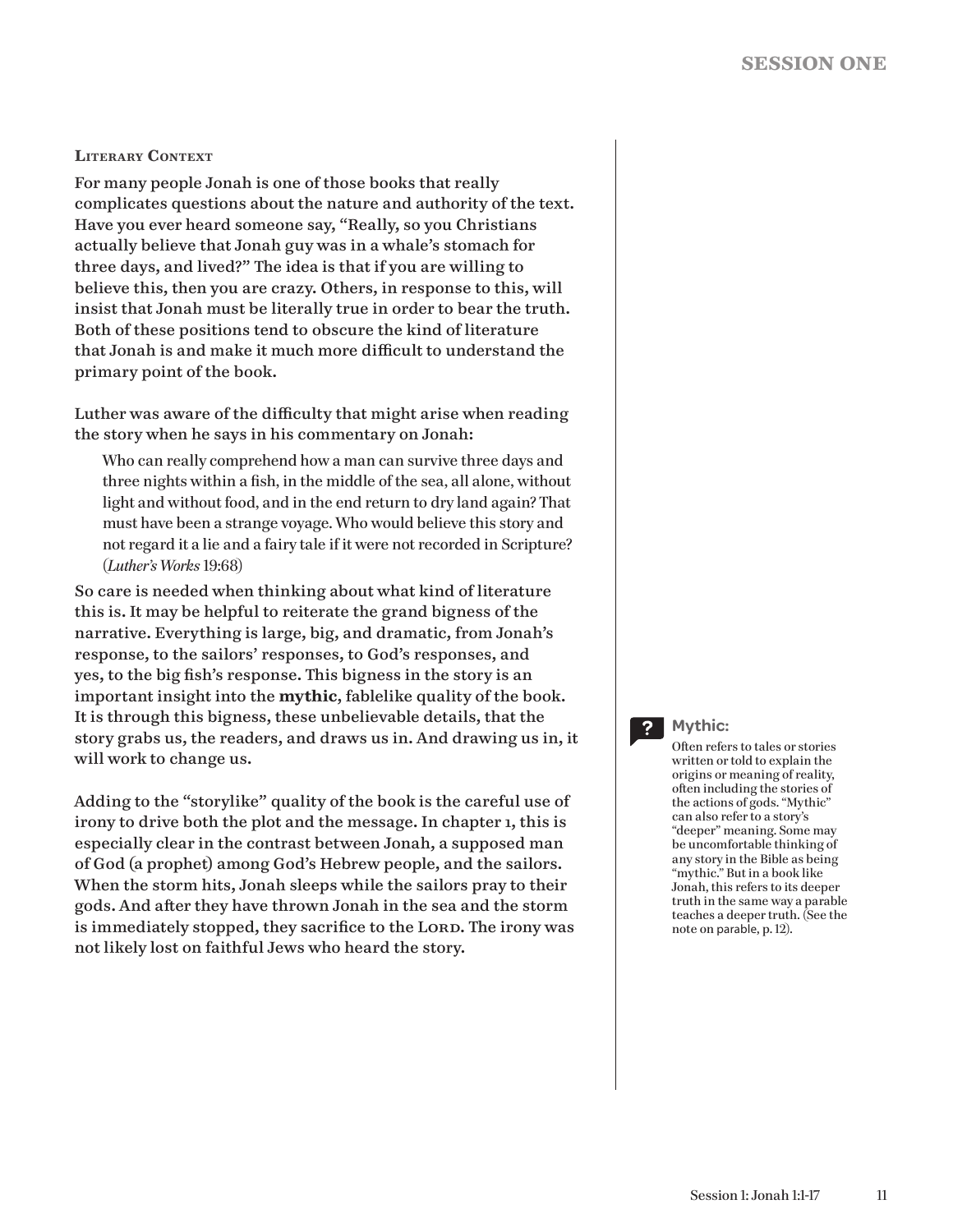### Literary Context

For many people Jonah is one of those books that really complicates questions about the nature and authority of the text. Have you ever heard someone say, "Really, so you Christians actually believe that Jonah guy was in a whale's stomach for three days, and lived?" The idea is that if you are willing to believe this, then you are crazy. Others, in response to this, will insist that Jonah must be literally true in order to bear the truth. Both of these positions tend to obscure the kind of literature that Jonah is and make it much more difficult to understand the primary point of the book.

Luther was aware of the difficulty that might arise when reading the story when he says in his commentary on Jonah:

> Who can really comprehend how a man can survive three days and three nights within a fish, in the middle of the sea, all alone, without light and without food, and in the end return to dry land again? That must have been a strange voyage. Who would believe this story and not regard it a lie and a fairy tale if it were not recorded in Scripture? (*Luther's Works* 19:68)

So care is needed when thinking about what kind of literature this is. It may be helpful to reiterate the grand bigness of the narrative. Everything is large, big, and dramatic, from Jonah's response, to the sailors' responses, to God's responses, and yes, to the big fish's response. This bigness in the story is an important insight into the **mythic**, fablelike quality of the book. It is through this bigness, these unbelievable details, that the story grabs us, the readers, and draws us in. And drawing us in, it will work to change us.

Adding to the "storylike" quality of the book is the careful use of irony to drive both the plot and the message. In chapter 1, this is especially clear in the contrast between Jonah, a supposed man of God (a prophet) among God's Hebrew people, and the sailors. When the storm hits, Jonah sleeps while the sailors pray to their gods. And after they have thrown Jonah in the sea and the storm is immediately stopped, they sacrifice to the LORD. The irony was not likely lost on faithful Jews who heard the story.

**Mythic:**

Often refers to tales or stories written or told to explain the origins or meaning of reality, often including the stories of the actions of gods. "Mythic" can also refer to a story's "deeper" meaning. Some may be uncomfortable thinking of any story in the Bible as being "mythic." But in a book like Jonah, this refers to its deeper truth in the same way a parable teaches a deeper truth. (See the note on parable, p. 12).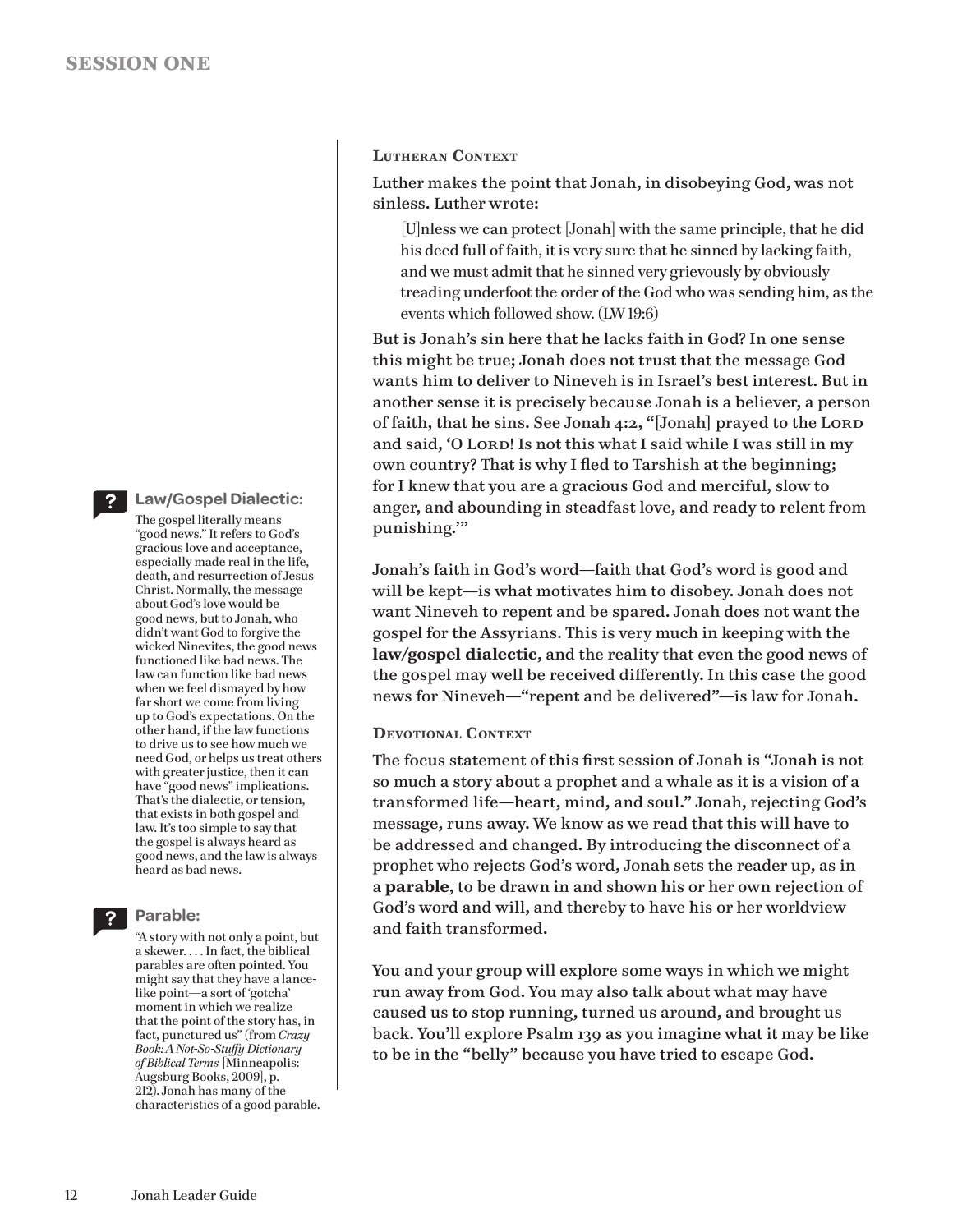### Lutheran Context

Luther makes the point that Jonah, in disobeying God, was not sinless. Luther wrote:

> [U]nless we can protect [Jonah] with the same principle, that he did his deed full of faith, it is very sure that he sinned by lacking faith, and we must admit that he sinned very grievously by obviously treading underfoot the order of the God who was sending him, as the events which followed show. (LW 19:6)

But is Jonah's sin here that he lacks faith in God? In one sense this might be true; Jonah does not trust that the message God wants him to deliver to Nineveh is in Israel's best interest. But in another sense it is precisely because Jonah is a believer, a person of faith, that he sins. See Jonah 4:2, "[Jonah] prayed to the Lord and said, 'O Lord! Is not this what I said while I was still in my own country? That is why I fled to Tarshish at the beginning; for I knew that you are a gracious God and merciful, slow to anger, and abounding in steadfast love, and ready to relent from punishing.'"

Jonah's faith in God's word—faith that God's word is good and will be kept—is what motivates him to disobey. Jonah does not want Nineveh to repent and be spared. Jonah does not want the gospel for the Assyrians. This is very much in keeping with the **law/gospel dialectic**, and the reality that even the good news of the gospel may well be received differently. In this case the good news for Nineveh—"repent and be delivered"—is law for Jonah.

### Devotional Context

The focus statement of this first session of Jonah is "Jonah is not so much a story about a prophet and a whale as it is a vision of a transformed life—heart, mind, and soul." Jonah, rejecting God's message, runs away. We know as we read that this will have to be addressed and changed. By introducing the disconnect of a prophet who rejects God's word, Jonah sets the reader up, as in a **parable**, to be drawn in and shown his or her own rejection of God's word and will, and thereby to have his or her worldview and faith transformed.

You and your group will explore some ways in which we might run away from God. You may also talk about what may have caused us to stop running, turned us around, and brought us back. You'll explore Psalm 139 as you imagine what it may be like to be in the "belly" because you have tried to escape God.

**Law/Gospel Dialectic:**

The gospel literally means "good news." It refers to God's gracious love and acceptance, especially made real in the life, death, and resurrection of Jesus Christ. Normally, the message about God's love would be good news, but to Jonah, who didn't want God to forgive the wicked Ninevites, the good news functioned like bad news. The law can function like bad news when we feel dismayed by how far short we come from living up to God's expectations. On the other hand, if the law functions to drive us to see how much we need God, or helps us treat others with greater justice, then it can have "good news" implications. That's the dialectic, or tension, that exists in both gospel and law. It's too simple to say that the gospel is always heard as good news, and the law is always heard as bad news.

**Parable:**

"A story with not only a point, but a skewer. . . . In fact, the biblical parables are often pointed. You might say that they have a lance-like point—a sort of 'gotcha' moment in which we realize that the point of the story has, in fact, punctured us" (from *Crazy Book: A Not-So-Stuffy Dictionary of Biblical Terms* [Minneapolis: Augsburg Books, 2009], p. 212). Jonah has many of the characteristics of a good parable.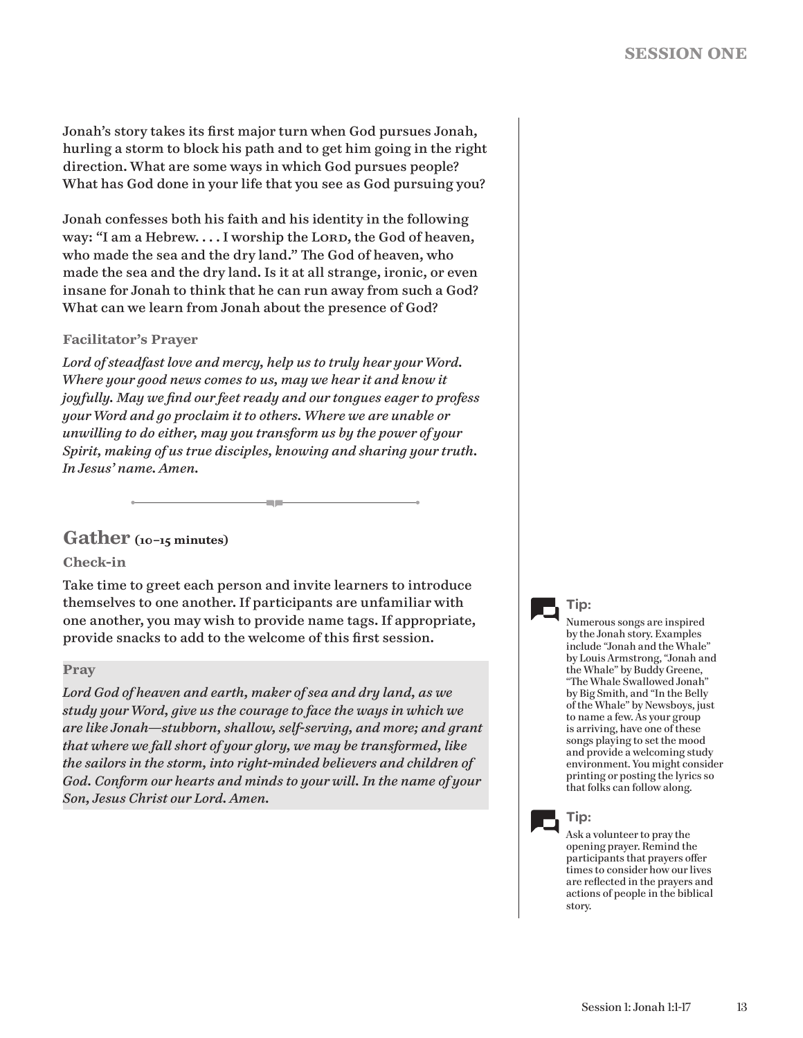Jonah's story takes its first major turn when God pursues Jonah, hurling a storm to block his path and to get him going in the right direction. What are some ways in which God pursues people? What has God done in your life that you see as God pursuing you?

Jonah confesses both his faith and his identity in the following way: "I am a Hebrew. . . . I worship the LORD, the God of heaven, who made the sea and the dry land." The God of heaven, who made the sea and the dry land. Is it at all strange, ironic, or even insane for Jonah to think that he can run away from such a God? What can we learn from Jonah about the presence of God?

#### Facilitator's Prayer

*Lord of steadfast love and mercy, help us to truly hear your Word. Where your good news comes to us, may we hear it and know it joyfully. May we find our feet ready and our tongues eager to profess your Word and go proclaim it to others. Where we are unable or unwilling to do either, may you transform us by the power of your Spirit, making of us true disciples, knowing and sharing your truth. In Jesus' name. Amen.*

## Gather (10–15 minutes)

#### Check-in

Take time to greet each person and invite learners to introduce themselves to one another. If participants are unfamiliar with one another, you may wish to provide name tags. If appropriate, provide snacks to add to the welcome of this first session.

#### Pray

*Lord God of heaven and earth, maker of sea and dry land, as we study your Word, give us the courage to face the ways in which we are like Jonah—stubborn, shallow, self-serving, and more; and grant that where we fall short of your glory, we may be transformed, like the sailors in the storm, into right-minded believers and children of God. Conform our hearts and minds to your will. In the name of your Son, Jesus Christ our Lord. Amen.*

**Tip:**

Numerous songs are inspired by the Jonah story. Examples include "Jonah and the Whale" by Louis Armstrong, "Jonah and the Whale" by Buddy Greene, "The Whale Swallowed Jonah" by Big Smith, and "In the Belly of the Whale" by Newsboys, just to name a few. As your group is arriving, have one of these songs playing to set the mood and provide a welcoming study environment. You might consider printing or posting the lyrics so that folks can follow along.

**Tip:**

Ask a volunteer to pray the opening prayer. Remind the participants that prayers offer times to consider how our lives are reflected in the prayers and actions of people in the biblical story.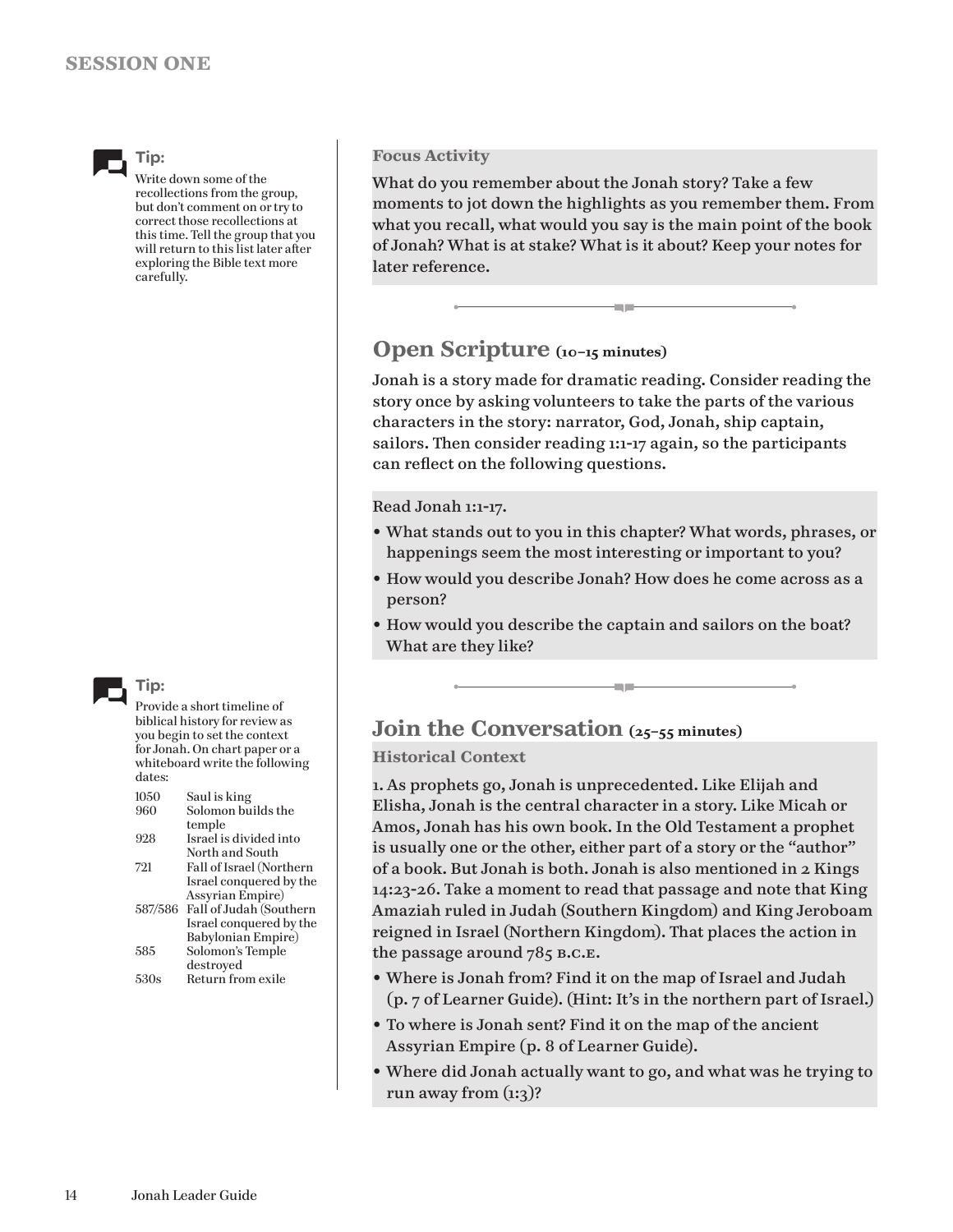**Tip:** Write down some of the recollections from the group, but don't comment on or try to correct those recollections at this time. Tell the group that you will return to this list later after exploring the Bible text more carefully.

### Focus Activity

What do you remember about the Jonah story? Take a few moments to jot down the highlights as you remember them. From what you recall, what would you say is the main point of the book of Jonah? What is at stake? What is it about? Keep your notes for later reference.

## Open Scripture (10–15 minutes)

Jonah is a story made for dramatic reading. Consider reading the story once by asking volunteers to take the parts of the various characters in the story: narrator, God, Jonah, ship captain, sailors. Then consider reading 1:1-17 again, so the participants can reflect on the following questions.

Read Jonah 1:1-17.

- What stands out to you in this chapter? What words, phrases, or happenings seem the most interesting or important to you?
- How would you describe Jonah? How does he come across as a person?
- How would you describe the captain and sailors on the boat? What are they like?

**Tip:** Provide a short timeline of biblical history for review as you begin to set the context for Jonah. On chart paper or a whiteboard write the following dates:

| | |
|---|---|
| 1050 | Saul is king |
| 960 | Solomon builds the temple |
| 928 | Israel is divided into North and South |
| 721 | Fall of Israel (Northern Israel conquered by the Assyrian Empire) |
| 587/586 | Fall of Judah (Southern Israel conquered by the Babylonian Empire) |
| 585 | Solomon's Temple destroyed |
| 530s | Return from exile |

## Join the Conversation (25–55 minutes)

### Historical Context

1. As prophets go, Jonah is unprecedented. Like Elijah and Elisha, Jonah is the central character in a story. Like Micah or Amos, Jonah has his own book. In the Old Testament a prophet is usually one or the other, either part of a story or the "author" of a book. But Jonah is both. Jonah is also mentioned in 2 Kings 14:23-26. Take a moment to read that passage and note that King Amaziah ruled in Judah (Southern Kingdom) and King Jeroboam reigned in Israel (Northern Kingdom). That places the action in the passage around 785 B.C.E.

- Where is Jonah from? Find it on the map of Israel and Judah (p. 7 of Learner Guide). (Hint: It's in the northern part of Israel.)
- To where is Jonah sent? Find it on the map of the ancient Assyrian Empire (p. 8 of Learner Guide).
- Where did Jonah actually want to go, and what was he trying to run away from (1:3)?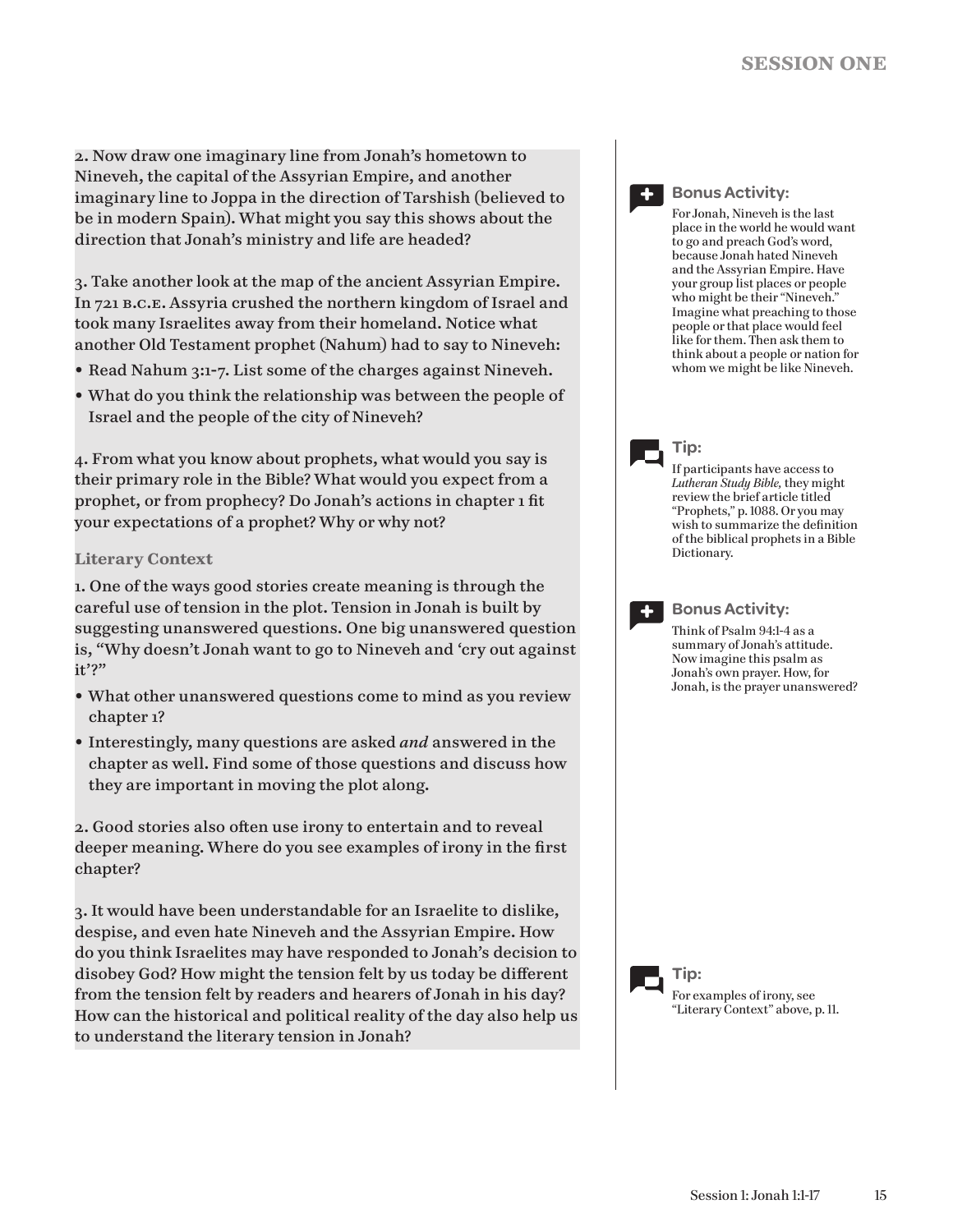2. Now draw one imaginary line from Jonah's hometown to Nineveh, the capital of the Assyrian Empire, and another imaginary line to Joppa in the direction of Tarshish (believed to be in modern Spain). What might you say this shows about the direction that Jonah's ministry and life are headed?

3. Take another look at the map of the ancient Assyrian Empire. In 721 B.C.E. Assyria crushed the northern kingdom of Israel and took many Israelites away from their homeland. Notice what another Old Testament prophet (Nahum) had to say to Nineveh:

- Read Nahum 3:1-7. List some of the charges against Nineveh.
- What do you think the relationship was between the people of Israel and the people of the city of Nineveh?

4. From what you know about prophets, what would you say is their primary role in the Bible? What would you expect from a prophet, or from prophecy? Do Jonah's actions in chapter 1 fit your expectations of a prophet? Why or why not?

### Literary Context

1. One of the ways good stories create meaning is through the careful use of tension in the plot. Tension in Jonah is built by suggesting unanswered questions. One big unanswered question is, "Why doesn't Jonah want to go to Nineveh and 'cry out against it'?"

- What other unanswered questions come to mind as you review chapter 1?
- Interestingly, many questions are asked *and* answered in the chapter as well. Find some of those questions and discuss how they are important in moving the plot along.

2. Good stories also often use irony to entertain and to reveal deeper meaning. Where do you see examples of irony in the first chapter?

3. It would have been understandable for an Israelite to dislike, despise, and even hate Nineveh and the Assyrian Empire. How do you think Israelites may have responded to Jonah's decision to disobey God? How might the tension felt by us today be different from the tension felt by readers and hearers of Jonah in his day? How can the historical and political reality of the day also help us to understand the literary tension in Jonah?

**Bonus Activity:**
For Jonah, Nineveh is the last place in the world he would want to go and preach God's word, because Jonah hated Nineveh and the Assyrian Empire. Have your group list places or people who might be their "Nineveh." Imagine what preaching to those people or that place would feel like for them. Then ask them to think about a people or nation for whom we might be like Nineveh.

**Tip:**
If participants have access to *Lutheran Study Bible,* they might review the brief article titled "Prophets," p. 1088. Or you may wish to summarize the definition of the biblical prophets in a Bible Dictionary.

**Bonus Activity:**
Think of Psalm 94:1-4 as a summary of Jonah's attitude. Now imagine this psalm as Jonah's own prayer. How, for Jonah, is the prayer unanswered?

**Tip:**
For examples of irony, see "Literary Context" above, p. 11.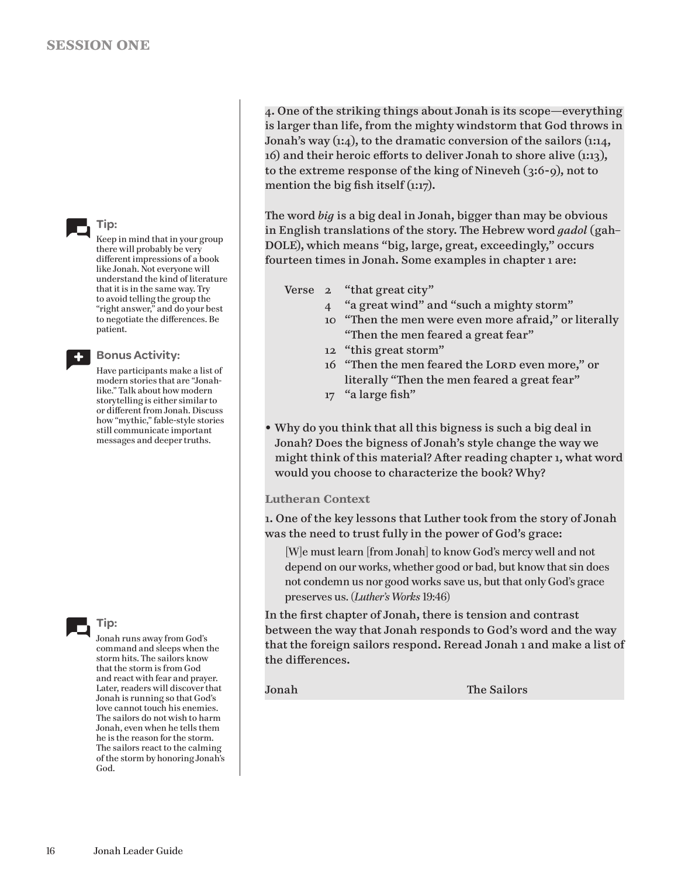**Tip:**

Keep in mind that in your group there will probably be very different impressions of a book like Jonah. Not everyone will understand the kind of literature that it is in the same way. Try to avoid telling the group the "right answer," and do your best to negotiate the differences. Be patient.

**Bonus Activity:**

Have participants make a list of modern stories that are "Jonah-like." Talk about how modern storytelling is either similar to or different from Jonah. Discuss how "mythic," fable-style stories still communicate important messages and deeper truths.

**Tip:**

Jonah runs away from God's command and sleeps when the storm hits. The sailors know that the storm is from God and react with fear and prayer. Later, readers will discover that Jonah is running so that God's love cannot touch his enemies. The sailors do not wish to harm Jonah, even when he tells them he is the reason for the storm. The sailors react to the calming of the storm by honoring Jonah's God.

4. One of the striking things about Jonah is its scope—everything is larger than life, from the mighty windstorm that God throws in Jonah's way (1:4), to the dramatic conversion of the sailors (1:14, 16) and their heroic efforts to deliver Jonah to shore alive (1:13), to the extreme response of the king of Nineveh (3:6-9), not to mention the big fish itself (1:17).

The word *big* is a big deal in Jonah, bigger than may be obvious in English translations of the story. The Hebrew word *gadol* (gah-DOLE), which means "big, large, great, exceedingly," occurs fourteen times in Jonah. Some examples in chapter 1 are:

Verse 2 "that great city"
4 "a great wind" and "such a mighty storm"
10 "Then the men were even more afraid," or literally "Then the men feared a great fear"
12 "this great storm"
16 "Then the men feared the LORD even more," or literally "Then the men feared a great fear"
17 "a large fish"

- Why do you think that all this bigness is such a big deal in Jonah? Does the bigness of Jonah's style change the way we might think of this material? After reading chapter 1, what word would you choose to characterize the book? Why?

### Lutheran Context

1. One of the key lessons that Luther took from the story of Jonah was the need to trust fully in the power of God's grace:

> [W]e must learn [from Jonah] to know God's mercy well and not depend on our works, whether good or bad, but know that sin does not condemn us nor good works save us, but that only God's grace preserves us. (*Luther's Works* 19:46)

In the first chapter of Jonah, there is tension and contrast between the way that Jonah responds to God's word and the way that the foreign sailors respond. Reread Jonah 1 and make a list of the differences.

| Jonah | The Sailors |
| --- | --- |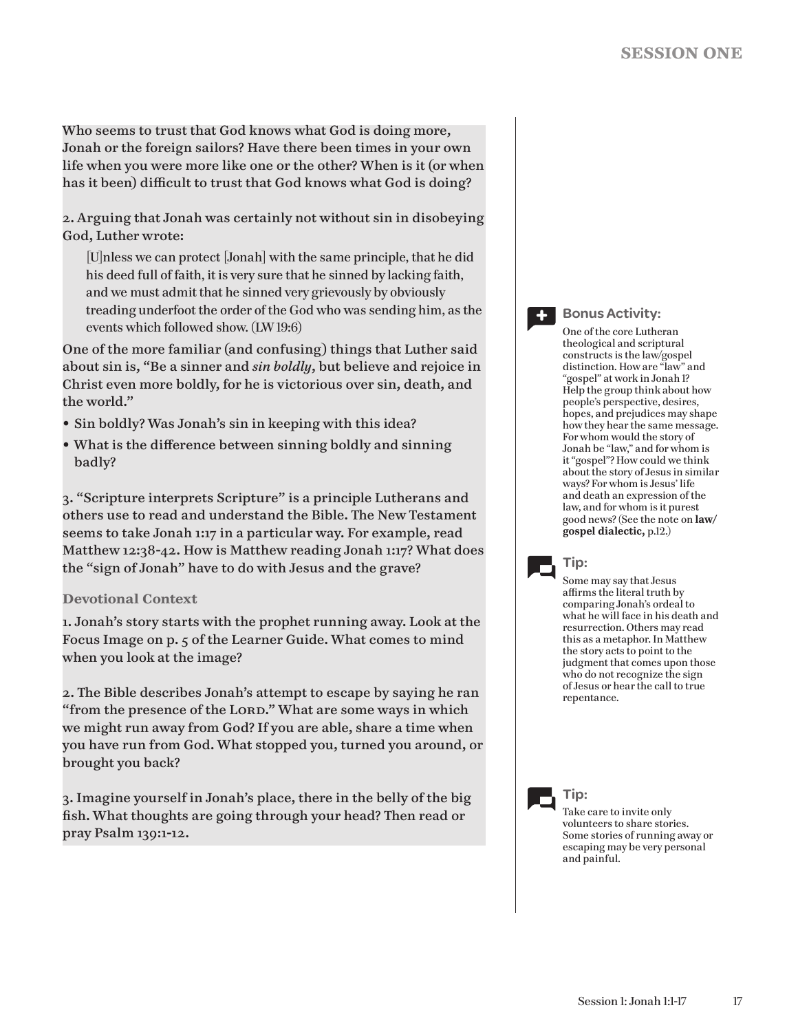Who seems to trust that God knows what God is doing more, Jonah or the foreign sailors? Have there been times in your own life when you were more like one or the other? When is it (or when has it been) difficult to trust that God knows what God is doing?

2. Arguing that Jonah was certainly not without sin in disobeying God, Luther wrote:

> [U]nless we can protect [Jonah] with the same principle, that he did his deed full of faith, it is very sure that he sinned by lacking faith, and we must admit that he sinned very grievously by obviously treading underfoot the order of the God who was sending him, as the events which followed show. (LW 19:6)

One of the more familiar (and confusing) things that Luther said about sin is, "Be a sinner and *sin boldly*, but believe and rejoice in Christ even more boldly, for he is victorious over sin, death, and the world."

- Sin boldly? Was Jonah's sin in keeping with this idea?
- What is the difference between sinning boldly and sinning badly?

3. "Scripture interprets Scripture" is a principle Lutherans and others use to read and understand the Bible. The New Testament seems to take Jonah 1:17 in a particular way. For example, read Matthew 12:38-42. How is Matthew reading Jonah 1:17? What does the "sign of Jonah" have to do with Jesus and the grave?

### Devotional Context

1. Jonah's story starts with the prophet running away. Look at the Focus Image on p. 5 of the Learner Guide. What comes to mind when you look at the image?

2. The Bible describes Jonah's attempt to escape by saying he ran "from the presence of the LORD." What are some ways in which we might run away from God? If you are able, share a time when you have run from God. What stopped you, turned you around, or brought you back?

3. Imagine yourself in Jonah's place, there in the belly of the big fish. What thoughts are going through your head? Then read or pray Psalm 139:1-12.

**Bonus Activity:**

One of the core Lutheran theological and scriptural constructs is the law/gospel distinction. How are "law" and "gospel" at work in Jonah 1? Help the group think about how people's perspective, desires, hopes, and prejudices may shape how they hear the same message. For whom would the story of Jonah be "law," and for whom is it "gospel"? How could we think about the story of Jesus in similar ways? For whom is Jesus' life and death an expression of the law, and for whom is it purest good news? (See the note on **law/gospel dialectic,** p.12.)

**Tip:**

Some may say that Jesus affirms the literal truth by comparing Jonah's ordeal to what he will face in his death and resurrection. Others may read this as a metaphor. In Matthew the story acts to point to the judgment that comes upon those who do not recognize the sign of Jesus or hear the call to true repentance.

**Tip:**

Take care to invite only volunteers to share stories. Some stories of running away or escaping may be very personal and painful.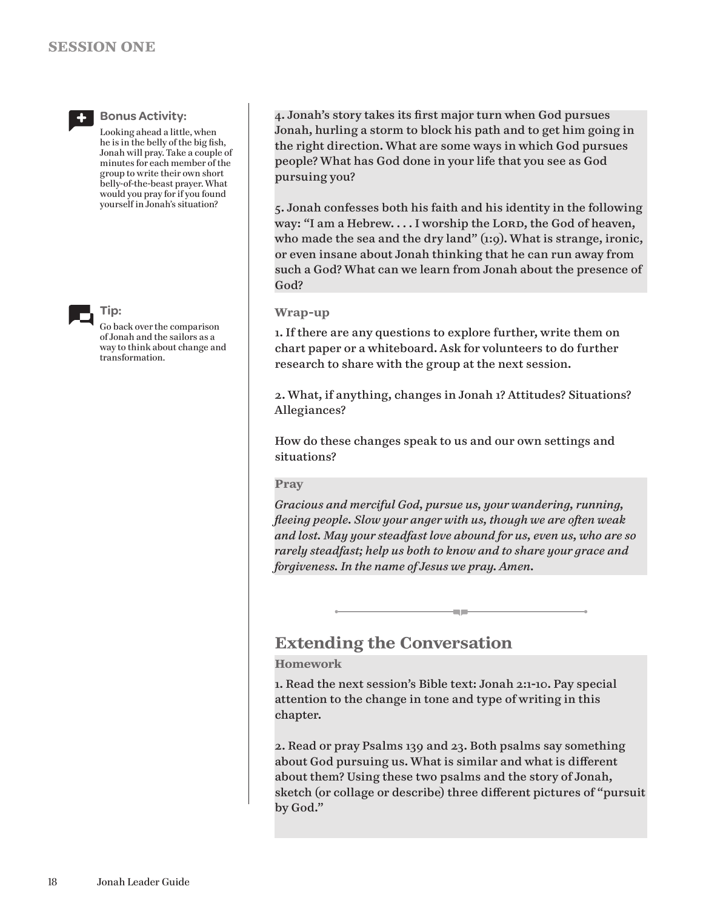**Bonus Activity:**

Looking ahead a little, when he is in the belly of the big fish, Jonah will pray. Take a couple of minutes for each member of the group to write their own short belly-of-the-beast prayer. What would you pray for if you found yourself in Jonah's situation?

**Tip:**

Go back over the comparison of Jonah and the sailors as a way to think about change and transformation.

4. Jonah's story takes its first major turn when God pursues Jonah, hurling a storm to block his path and to get him going in the right direction. What are some ways in which God pursues people? What has God done in your life that you see as God pursuing you?

5. Jonah confesses both his faith and his identity in the following way: "I am a Hebrew. . . . I worship the LORD, the God of heaven, who made the sea and the dry land" (1:9). What is strange, ironic, or even insane about Jonah thinking that he can run away from such a God? What can we learn from Jonah about the presence of God?

### Wrap-up

1. If there are any questions to explore further, write them on chart paper or a whiteboard. Ask for volunteers to do further research to share with the group at the next session.

2. What, if anything, changes in Jonah 1? Attitudes? Situations? Allegiances?

How do these changes speak to us and our own settings and situations?

### Pray

*Gracious and merciful God, pursue us, your wandering, running, fleeing people. Slow your anger with us, though we are often weak and lost. May your steadfast love abound for us, even us, who are so rarely steadfast; help us both to know and to share your grace and forgiveness. In the name of Jesus we pray. Amen.*

## Extending the Conversation

### Homework

1. Read the next session's Bible text: Jonah 2:1-10. Pay special attention to the change in tone and type of writing in this chapter.

2. Read or pray Psalms 139 and 23. Both psalms say something about God pursuing us. What is similar and what is different about them? Using these two psalms and the story of Jonah, sketch (or collage or describe) three different pictures of "pursuit by God."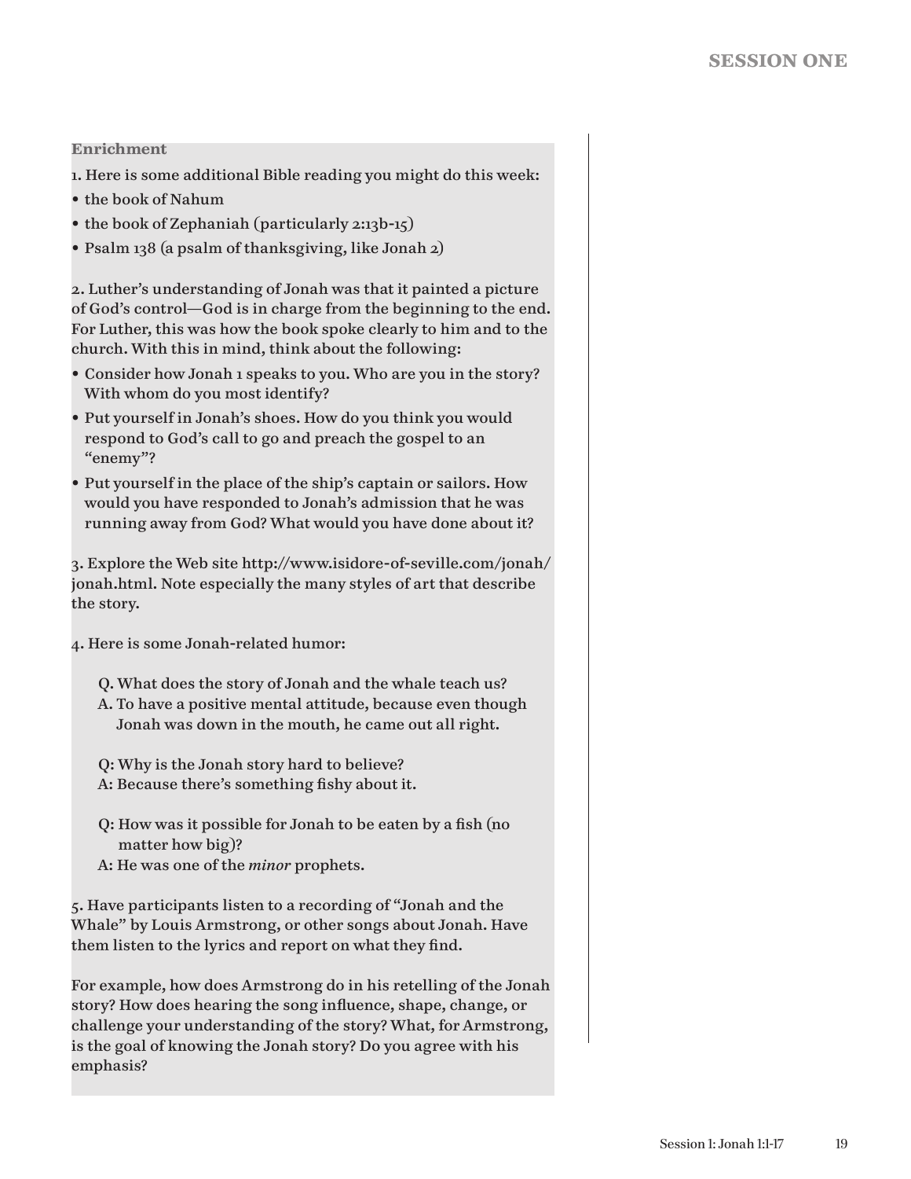### Enrichment

1. Here is some additional Bible reading you might do this week:

- the book of Nahum
- the book of Zephaniah (particularly 2:13b-15)
- Psalm 138 (a psalm of thanksgiving, like Jonah 2)

2. Luther's understanding of Jonah was that it painted a picture of God's control—God is in charge from the beginning to the end. For Luther, this was how the book spoke clearly to him and to the church. With this in mind, think about the following:

- Consider how Jonah 1 speaks to you. Who are you in the story? With whom do you most identify?
- Put yourself in Jonah's shoes. How do you think you would respond to God's call to go and preach the gospel to an "enemy"?
- Put yourself in the place of the ship's captain or sailors. How would you have responded to Jonah's admission that he was running away from God? What would you have done about it?

3. Explore the Web site http://www.isidore-of-seville.com/jonah/jonah.html. Note especially the many styles of art that describe the story.

4. Here is some Jonah-related humor:

> Q. What does the story of Jonah and the whale teach us?
> A. To have a positive mental attitude, because even though Jonah was down in the mouth, he came out all right.
>
> Q: Why is the Jonah story hard to believe?
> A: Because there's something fishy about it.
>
> Q: How was it possible for Jonah to be eaten by a fish (no matter how big)?
> A: He was one of the *minor* prophets.

5. Have participants listen to a recording of "Jonah and the Whale" by Louis Armstrong, or other songs about Jonah. Have them listen to the lyrics and report on what they find.

For example, how does Armstrong do in his retelling of the Jonah story? How does hearing the song influence, shape, change, or challenge your understanding of the story? What, for Armstrong, is the goal of knowing the Jonah story? Do you agree with his emphasis?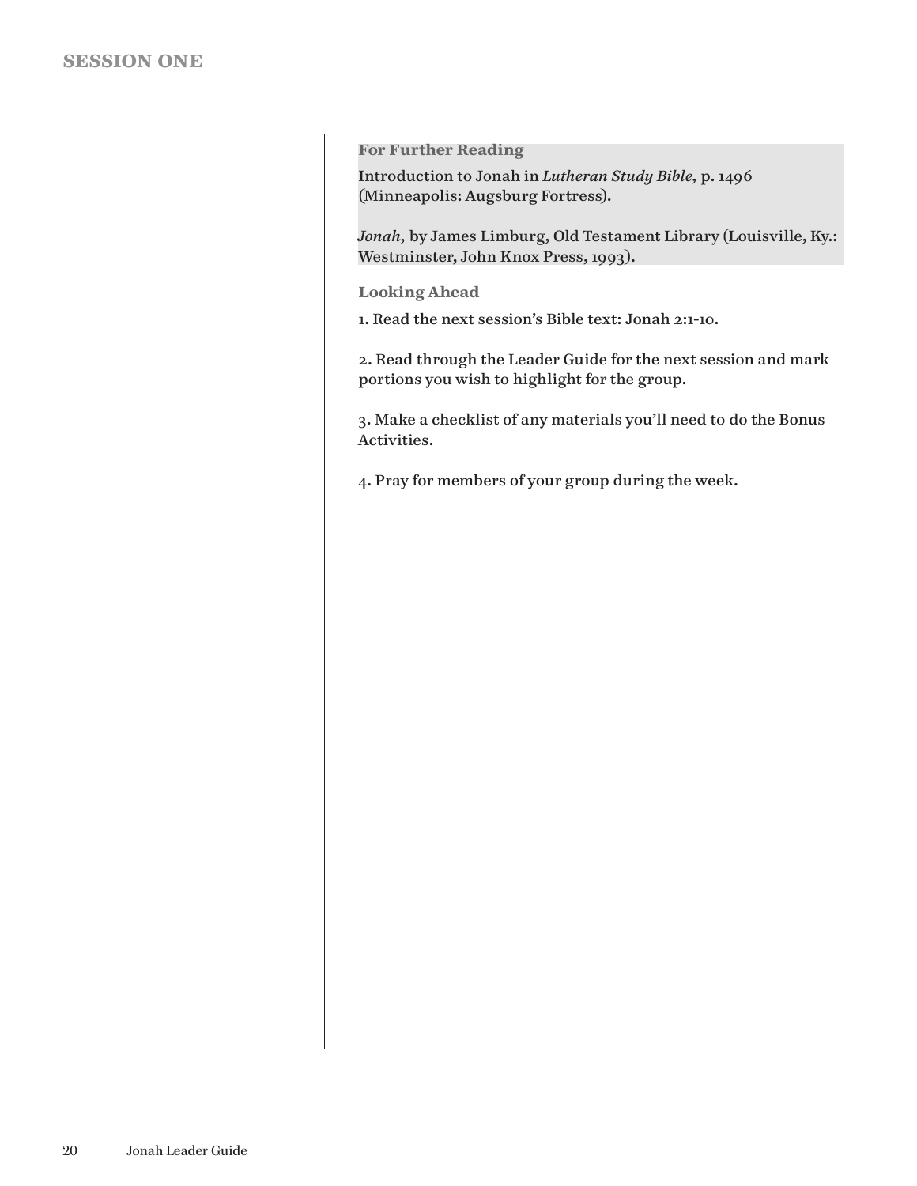### For Further Reading

Introduction to Jonah in *Lutheran Study Bible,* p. 1496 (Minneapolis: Augsburg Fortress).

*Jonah,* by James Limburg, Old Testament Library (Louisville, Ky.: Westminster, John Knox Press, 1993).

### Looking Ahead

1. Read the next session's Bible text: Jonah 2:1-10.

2. Read through the Leader Guide for the next session and mark portions you wish to highlight for the group.

3. Make a checklist of any materials you'll need to do the Bonus Activities.

4. Pray for members of your group during the week.